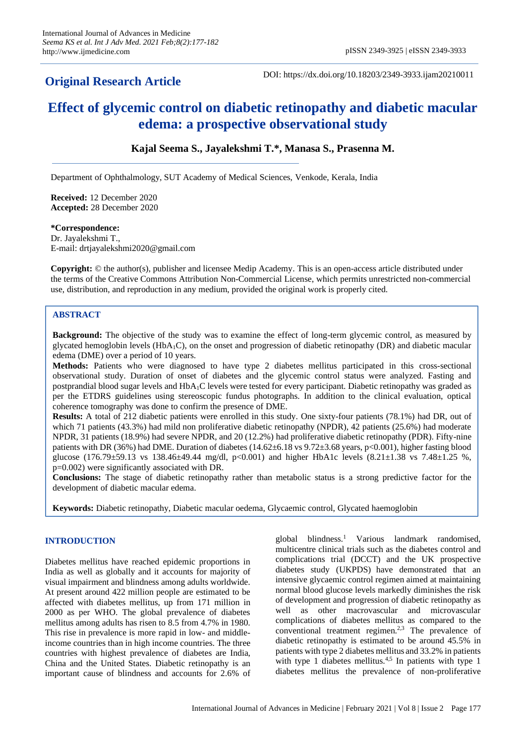**Original Research Article**

DOI: https://dx.doi.org/10.18203/2349-3933.ijam20210011

# Effect of glycemic control on diabetic retinopathy and diabetic macular edema: a prospective observational study

**Kajal Seema S., Jayalekshmi T.\*, Manasa S., Prasenna M.**

Department of Ophthalmology, SUT Academy of Medical Sciences, Venkode, Kerala, India

**Received:** 12 December 2020
**Accepted:** 28 December 2020

**\*Correspondence:**
Dr. Jayalekshmi T.,
E-mail: drtjayalekshmi2020@gmail.com

**Copyright:** © the author(s), publisher and licensee Medip Academy. This is an open-access article distributed under the terms of the Creative Commons Attribution Non-Commercial License, which permits unrestricted non-commercial use, distribution, and reproduction in any medium, provided the original work is properly cited.

## ABSTRACT

**Background:** The objective of the study was to examine the effect of long-term glycemic control, as measured by glycated hemoglobin levels ($HbA_1C$), on the onset and progression of diabetic retinopathy (DR) and diabetic macular edema (DME) over a period of 10 years.

**Methods:** Patients who were diagnosed to have type 2 diabetes mellitus participated in this cross-sectional observational study. Duration of onset of diabetes and the glycemic control status were analyzed. Fasting and postprandial blood sugar levels and $HbA_1C$ levels were tested for every participant. Diabetic retinopathy was graded as per the ETDRS guidelines using stereoscopic fundus photographs. In addition to the clinical evaluation, optical coherence tomography was done to confirm the presence of DME.

**Results:** A total of 212 diabetic patients were enrolled in this study. One sixty-four patients (78.1%) had DR, out of which 71 patients (43.3%) had mild non proliferative diabetic retinopathy (NPDR), 42 patients (25.6%) had moderate NPDR, 31 patients (18.9%) had severe NPDR, and 20 (12.2%) had proliferative diabetic retinopathy (PDR). Fifty-nine patients with DR (36%) had DME. Duration of diabetes (14.62±6.18 vs 9.72±3.68 years, $p<0.001$), higher fasting blood glucose (176.79±59.13 vs 138.46±49.44 mg/dl, $p<0.001$) and higher HbA1c levels (8.21±1.38 vs 7.48±1.25 %, $p=0.002$) were significantly associated with DR.

**Conclusions:** The stage of diabetic retinopathy rather than metabolic status is a strong predictive factor for the development of diabetic macular edema.

**Keywords:** Diabetic retinopathy, Diabetic macular oedema, Glycaemic control, Glycated haemoglobin

## INTRODUCTION

Diabetes mellitus have reached epidemic proportions in India as well as globally and it accounts for majority of visual impairment and blindness among adults worldwide. At present around 422 million people are estimated to be affected with diabetes mellitus, up from 171 million in 2000 as per WHO. The global prevalence of diabetes mellitus among adults has risen to 8.5 from 4.7% in 1980. This rise in prevalence is more rapid in low- and middle-income countries than in high income countries. The three countries with highest prevalence of diabetes are India, China and the United States. Diabetic retinopathy is an important cause of blindness and accounts for 2.6% of global blindness.[1] Various landmark randomised, multicentre clinical trials such as the diabetes control and complications trial (DCCT) and the UK prospective diabetes study (UKPDS) have demonstrated that an intensive glycaemic control regimen aimed at maintaining normal blood glucose levels markedly diminishes the risk of development and progression of diabetic retinopathy as well as other macrovascular and microvascular complications of diabetes mellitus as compared to the conventional treatment regimen.[2,3] The prevalence of diabetic retinopathy is estimated to be around 45.5% in patients with type 2 diabetes mellitus and 33.2% in patients with type 1 diabetes mellitus.[4,5] In patients with type 1 diabetes mellitus the prevalence of non-proliferative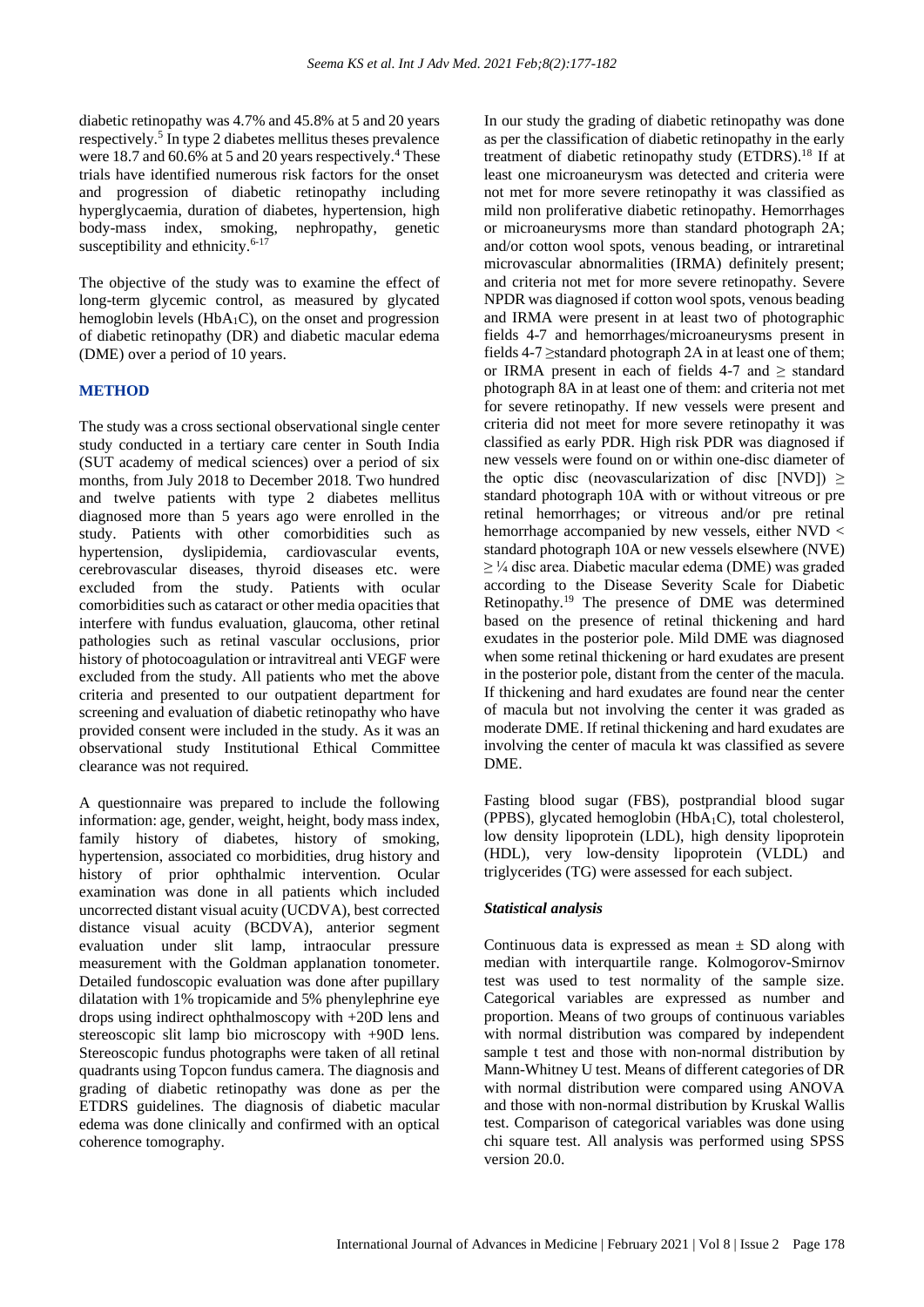diabetic retinopathy was 4.7% and 45.8% at 5 and 20 years respectively.[5] In type 2 diabetes mellitus theses prevalence were 18.7 and 60.6% at 5 and 20 years respectively.[4] These trials have identified numerous risk factors for the onset and progression of diabetic retinopathy including hyperglycaemia, duration of diabetes, hypertension, high body-mass index, smoking, nephropathy, genetic susceptibility and ethnicity.[6-17]

The objective of the study was to examine the effect of long-term glycemic control, as measured by glycated hemoglobin levels ($HbA_1C$), on the onset and progression of diabetic retinopathy (DR) and diabetic macular edema (DME) over a period of 10 years.

## METHOD

The study was a cross sectional observational single center study conducted in a tertiary care center in South India (SUT academy of medical sciences) over a period of six months, from July 2018 to December 2018. Two hundred and twelve patients with type 2 diabetes mellitus diagnosed more than 5 years ago were enrolled in the study. Patients with other comorbidities such as hypertension, dyslipidemia, cardiovascular events, cerebrovascular diseases, thyroid diseases etc. were excluded from the study. Patients with ocular comorbidities such as cataract or other media opacities that interfere with fundus evaluation, glaucoma, other retinal pathologies such as retinal vascular occlusions, prior history of photocoagulation or intravitreal anti VEGF were excluded from the study. All patients who met the above criteria and presented to our outpatient department for screening and evaluation of diabetic retinopathy who have provided consent were included in the study. As it was an observational study Institutional Ethical Committee clearance was not required.

A questionnaire was prepared to include the following information: age, gender, weight, height, body mass index, family history of diabetes, history of smoking, hypertension, associated co morbidities, drug history and history of prior ophthalmic intervention. Ocular examination was done in all patients which included uncorrected distant visual acuity (UCDVA), best corrected distance visual acuity (BCDVA), anterior segment evaluation under slit lamp, intraocular pressure measurement with the Goldman applanation tonometer. Detailed fundoscopic evaluation was done after pupillary dilatation with 1% tropicamide and 5% phenylephrine eye drops using indirect ophthalmoscopy with +20D lens and stereoscopic slit lamp bio microscopy with +90D lens. Stereoscopic fundus photographs were taken of all retinal quadrants using Topcon fundus camera. The diagnosis and grading of diabetic retinopathy was done as per the ETDRS guidelines. The diagnosis of diabetic macular edema was done clinically and confirmed with an optical coherence tomography.

In our study the grading of diabetic retinopathy was done as per the classification of diabetic retinopathy in the early treatment of diabetic retinopathy study (ETDRS).[18] If at least one microaneurysm was detected and criteria were not met for more severe retinopathy it was classified as mild non proliferative diabetic retinopathy. Hemorrhages or microaneurysms more than standard photograph 2A; and/or cotton wool spots, venous beading, or intraretinal microvascular abnormalities (IRMA) definitely present; and criteria not met for more severe retinopathy. Severe NPDR was diagnosed if cotton wool spots, venous beading and IRMA were present in at least two of photographic fields 4-7 and hemorrhages/microaneurysms present in fields 4-7 ≥standard photograph 2A in at least one of them; or IRMA present in each of fields 4-7 and ≥ standard photograph 8A in at least one of them: and criteria not met for severe retinopathy. If new vessels were present and criteria did not meet for more severe retinopathy it was classified as early PDR. High risk PDR was diagnosed if new vessels were found on or within one-disc diameter of the optic disc (neovascularization of disc [NVD]) ≥ standard photograph 10A with or without vitreous or pre retinal hemorrhages; or vitreous and/or pre retinal hemorrhage accompanied by new vessels, either NVD < standard photograph 10A or new vessels elsewhere (NVE) ≥ ¼ disc area. Diabetic macular edema (DME) was graded according to the Disease Severity Scale for Diabetic Retinopathy.[19] The presence of DME was determined based on the presence of retinal thickening and hard exudates in the posterior pole. Mild DME was diagnosed when some retinal thickening or hard exudates are present in the posterior pole, distant from the center of the macula. If thickening and hard exudates are found near the center of macula but not involving the center it was graded as moderate DME. If retinal thickening and hard exudates are involving the center of macula kt was classified as severe DME.

Fasting blood sugar (FBS), postprandial blood sugar (PPBS), glycated hemoglobin ($HbA_1C$), total cholesterol, low density lipoprotein (LDL), high density lipoprotein (HDL), very low-density lipoprotein (VLDL) and triglycerides (TG) were assessed for each subject.

### *Statistical analysis*

Continuous data is expressed as mean ± SD along with median with interquartile range. Kolmogorov-Smirnov test was used to test normality of the sample size. Categorical variables are expressed as number and proportion. Means of two groups of continuous variables with normal distribution was compared by independent sample t test and those with non-normal distribution by Mann-Whitney U test. Means of different categories of DR with normal distribution were compared using ANOVA and those with non-normal distribution by Kruskal Wallis test. Comparison of categorical variables was done using chi square test. All analysis was performed using SPSS version 20.0.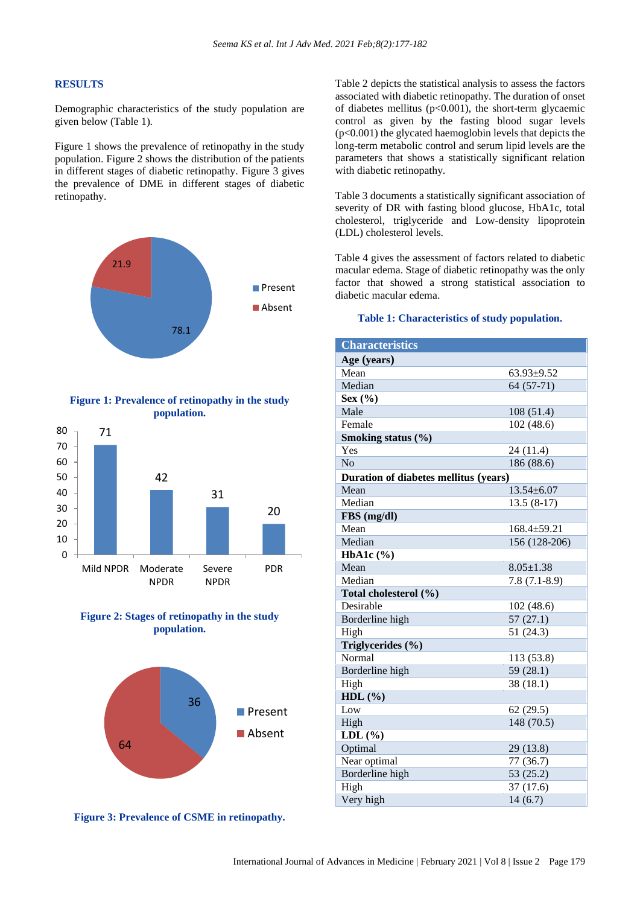## RESULTS

Demographic characteristics of the study population are given below (Table 1).

Figure 1 shows the prevalence of retinopathy in the study population. Figure 2 shows the distribution of the patients in different stages of diabetic retinopathy. Figure 3 gives the prevalence of DME in different stages of diabetic retinopathy.

**Figure 1: Prevalence of retinopathy in the study population.**

**Figure 2: Stages of retinopathy in the study population.**

**Figure 3: Prevalence of CSME in retinopathy.**

Table 2 depicts the statistical analysis to assess the factors associated with diabetic retinopathy. The duration of onset of diabetes mellitus (p<0.001), the short-term glycaemic control as given by the fasting blood sugar levels (p<0.001) the glycated haemoglobin levels that depicts the long-term metabolic control and serum lipid levels are the parameters that shows a statistically significant relation with diabetic retinopathy.

Table 3 documents a statistically significant association of severity of DR with fasting blood glucose, HbA1c, total cholesterol, triglyceride and Low-density lipoprotein (LDL) cholesterol levels.

Table 4 gives the assessment of factors related to diabetic macular edema. Stage of diabetic retinopathy was the only factor that showed a strong statistical association to diabetic macular edema.

**Table 1: Characteristics of study population.**

| Characteristics | |
|---|---|
| **Age (years)** | |
| Mean | 63.93±9.52 |
| Median | 64 (57-71) |
| **Sex (%)** | |
| Male | 108 (51.4) |
| Female | 102 (48.6) |
| **Smoking status (%)** | |
| Yes | 24 (11.4) |
| No | 186 (88.6) |
| **Duration of diabetes mellitus (years)** | |
| Mean | 13.54±6.07 |
| Median | 13.5 (8-17) |
| **FBS (mg/dl)** | |
| Mean | 168.4±59.21 |
| Median | 156 (128-206) |
| **HbA1c (%)** | |
| Mean | 8.05±1.38 |
| Median | 7.8 (7.1-8.9) |
| **Total cholesterol (%)** | |
| Desirable | 102 (48.6) |
| Borderline high | 57 (27.1) |
| High | 51 (24.3) |
| **Triglycerides (%)** | |
| Normal | 113 (53.8) |
| Borderline high | 59 (28.1) |
| High | 38 (18.1) |
| **HDL (%)** | |
| Low | 62 (29.5) |
| High | 148 (70.5) |
| **LDL (%)** | |
| Optimal | 29 (13.8) |
| Near optimal | 77 (36.7) |
| Borderline high | 53 (25.2) |
| High | 37 (17.6) |
| Very high | 14 (6.7) |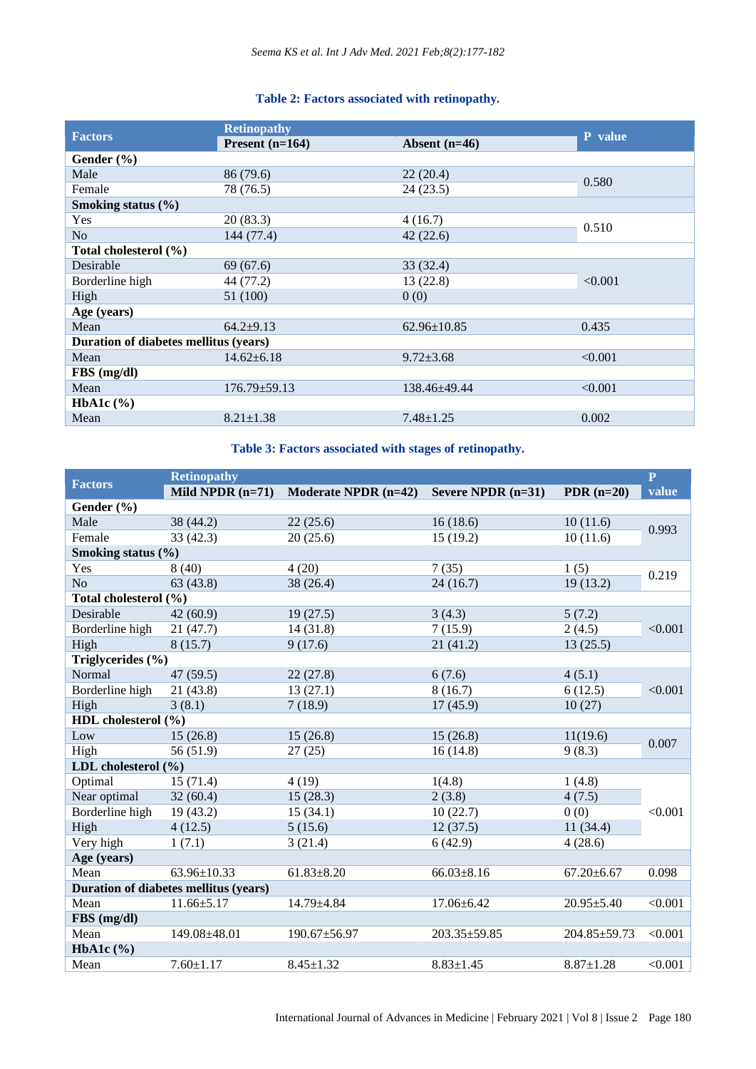**Table 2: Factors associated with retinopathy.**

| Factors | Retinopathy | | P value |
|---|---|---|---|
| | Present (n=164) | Absent (n=46) | |
| **Gender (%)** | | | |
| Male | 86 (79.6) | 22 (20.4) | 0.580 |
| Female | 78 (76.5) | 24 (23.5) | |
| **Smoking status (%)** | | | |
| Yes | 20 (83.3) | 4 (16.7) | 0.510 |
| No | 144 (77.4) | 42 (22.6) | |
| **Total cholesterol (%)** | | | |
| Desirable | 69 (67.6) | 33 (32.4) | <0.001 |
| Borderline high | 44 (77.2) | 13 (22.8) | |
| High | 51 (100) | 0 (0) | |
| **Age (years)** | | | |
| Mean | 64.2±9.13 | 62.96±10.85 | 0.435 |
| **Duration of diabetes mellitus (years)** | | | |
| Mean | 14.62±6.18 | 9.72±3.68 | <0.001 |
| **FBS (mg/dl)** | | | |
| Mean | 176.79±59.13 | 138.46±49.44 | <0.001 |
| **HbA1c (%)** | | | |
| Mean | 8.21±1.38 | 7.48±1.25 | 0.002 |

**Table 3: Factors associated with stages of retinopathy.**

| Factors | Retinopathy | | | | P value |
|---|---|---|---|---|---|
| | Mild NPDR (n=71) | Moderate NPDR (n=42) | Severe NPDR (n=31) | PDR (n=20) | |
| **Gender (%)** | | | | | |
| Male | 38 (44.2) | 22 (25.6) | 16 (18.6) | 10 (11.6) | 0.993 |
| Female | 33 (42.3) | 20 (25.6) | 15 (19.2) | 10 (11.6) | |
| **Smoking status (%)** | | | | | |
| Yes | 8 (40) | 4 (20) | 7 (35) | 1 (5) | 0.219 |
| No | 63 (43.8) | 38 (26.4) | 24 (16.7) | 19 (13.2) | |
| **Total cholesterol (%)** | | | | | |
| Desirable | 42 (60.9) | 19 (27.5) | 3 (4.3) | 5 (7.2) | <0.001 |
| Borderline high | 21 (47.7) | 14 (31.8) | 7 (15.9) | 2 (4.5) | |
| High | 8 (15.7) | 9 (17.6) | 21 (41.2) | 13 (25.5) | |
| **Triglycerides (%)** | | | | | |
| Normal | 47 (59.5) | 22 (27.8) | 6 (7.6) | 4 (5.1) | <0.001 |
| Borderline high | 21 (43.8) | 13 (27.1) | 8 (16.7) | 6 (12.5) | |
| High | 3 (8.1) | 7 (18.9) | 17 (45.9) | 10 (27) | |
| **HDL cholesterol (%)** | | | | | |
| Low | 15 (26.8) | 15 (26.8) | 15 (26.8) | 11(19.6) | 0.007 |
| High | 56 (51.9) | 27 (25) | 16 (14.8) | 9 (8.3) | |
| **LDL cholesterol (%)** | | | | | |
| Optimal | 15 (71.4) | 4 (19) | 1(4.8) | 1 (4.8) | <0.001 |
| Near optimal | 32 (60.4) | 15 (28.3) | 2 (3.8) | 4 (7.5) | |
| Borderline high | 19 (43.2) | 15 (34.1) | 10 (22.7) | 0 (0) | |
| High | 4 (12.5) | 5 (15.6) | 12 (37.5) | 11 (34.4) | |
| Very high | 1 (7.1) | 3 (21.4) | 6 (42.9) | 4 (28.6) | |
| **Age (years)** | | | | | |
| Mean | 63.96±10.33 | 61.83±8.20 | 66.03±8.16 | 67.20±6.67 | 0.098 |
| **Duration of diabetes mellitus (years)** | | | | | |
| Mean | 11.66±5.17 | 14.79±4.84 | 17.06±6.42 | 20.95±5.40 | <0.001 |
| **FBS (mg/dl)** | | | | | |
| Mean | 149.08±48.01 | 190.67±56.97 | 203.35±59.85 | 204.85±59.73 | <0.001 |
| **HbA1c (%)** | | | | | |
| Mean | 7.60±1.17 | 8.45±1.32 | 8.83±1.45 | 8.87±1.28 | <0.001 |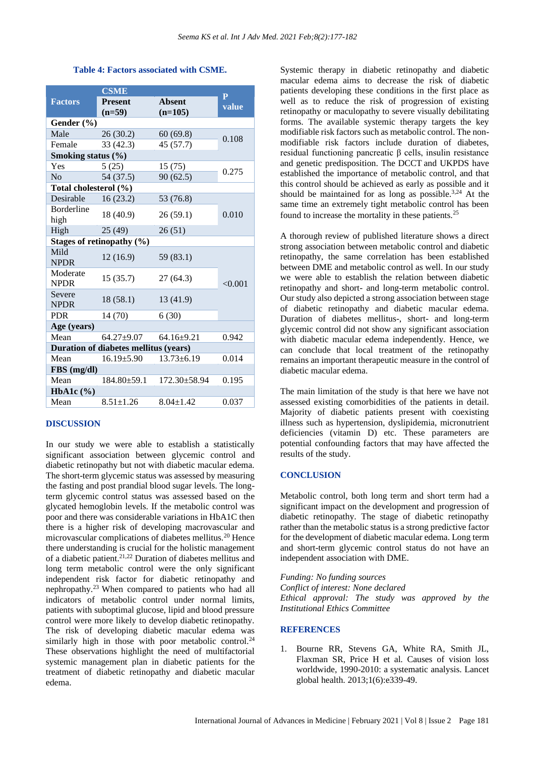**Table 4: Factors associated with CSME.**

| Factors | CSME Present (n=59) | CSME Absent (n=105) | P value |
|---|---|---|---|
| **Gender (%)** | | | |
| Male | 26 (30.2) | 60 (69.8) | 0.108 |
| Female | 33 (42.3) | 45 (57.7) | |
| **Smoking status (%)** | | | |
| Yes | 5 (25) | 15 (75) | 0.275 |
| No | 54 (37.5) | 90 (62.5) | |
| **Total cholesterol (%)** | | | |
| Desirable | 16 (23.2) | 53 (76.8) | 0.010 |
| Borderline high | 18 (40.9) | 26 (59.1) | |
| High | 25 (49) | 26 (51) | |
| **Stages of retinopathy (%)** | | | |
| Mild NPDR | 12 (16.9) | 59 (83.1) | <0.001 |
| Moderate NPDR | 15 (35.7) | 27 (64.3) | |
| Severe NPDR | 18 (58.1) | 13 (41.9) | |
| PDR | 14 (70) | 6 (30) | |
| **Age (years)** | | | |
| Mean | 64.27±9.07 | 64.16±9.21 | 0.942 |
| **Duration of diabetes mellitus (years)** | | | |
| Mean | 16.19±5.90 | 13.73±6.19 | 0.014 |
| **FBS (mg/dl)** | | | |
| Mean | 184.80±59.1 | 172.30±58.94 | 0.195 |
| **HbA1c (%)** | | | |
| Mean | 8.51±1.26 | 8.04±1.42 | 0.037 |

## DISCUSSION

In our study we were able to establish a statistically significant association between glycemic control and diabetic retinopathy but not with diabetic macular edema. The short-term glycemic status was assessed by measuring the fasting and post prandial blood sugar levels. The long-term glycemic control status was assessed based on the glycated hemoglobin levels. If the metabolic control was poor and there was considerable variations in HbA1C then there is a higher risk of developing macrovascular and microvascular complications of diabetes mellitus.[20] Hence there understanding is crucial for the holistic management of a diabetic patient.[21,22] Duration of diabetes mellitus and long term metabolic control were the only significant independent risk factor for diabetic retinopathy and nephropathy.[23] When compared to patients who had all indicators of metabolic control under normal limits, patients with suboptimal glucose, lipid and blood pressure control were more likely to develop diabetic retinopathy. The risk of developing diabetic macular edema was similarly high in those with poor metabolic control.[24] These observations highlight the need of multifactorial systemic management plan in diabetic patients for the treatment of diabetic retinopathy and diabetic macular edema.

Systemic therapy in diabetic retinopathy and diabetic macular edema aims to decrease the risk of diabetic patients developing these conditions in the first place as well as to reduce the risk of progression of existing retinopathy or maculopathy to severe visually debilitating forms. The available systemic therapy targets the key modifiable risk factors such as metabolic control. The non-modifiable risk factors include duration of diabetes, residual functioning pancreatic β cells, insulin resistance and genetic predisposition. The DCCT and UKPDS have established the importance of metabolic control, and that this control should be achieved as early as possible and it should be maintained for as long as possible.[3,24] At the same time an extremely tight metabolic control has been found to increase the mortality in these patients.[25]

A thorough review of published literature shows a direct strong association between metabolic control and diabetic retinopathy, the same correlation has been established between DME and metabolic control as well. In our study we were able to establish the relation between diabetic retinopathy and short- and long-term metabolic control. Our study also depicted a strong association between stage of diabetic retinopathy and diabetic macular edema. Duration of diabetes mellitus-, short- and long-term glycemic control did not show any significant association with diabetic macular edema independently. Hence, we can conclude that local treatment of the retinopathy remains an important therapeutic measure in the control of diabetic macular edema.

The main limitation of the study is that here we have not assessed existing comorbidities of the patients in detail. Majority of diabetic patients present with coexisting illness such as hypertension, dyslipidemia, micronutrient deficiencies (vitamin D) etc. These parameters are potential confounding factors that may have affected the results of the study.

## CONCLUSION

Metabolic control, both long term and short term had a significant impact on the development and progression of diabetic retinopathy. The stage of diabetic retinopathy rather than the metabolic status is a strong predictive factor for the development of diabetic macular edema. Long term and short-term glycemic control status do not have an independent association with DME.

*Funding: No funding sources*
*Conflict of interest: None declared*
*Ethical approval: The study was approved by the Institutional Ethics Committee*

## REFERENCES

1. Bourne RR, Stevens GA, White RA, Smith JL, Flaxman SR, Price H et al. Causes of vision loss worldwide, 1990-2010: a systematic analysis. Lancet global health. 2013;1(6):e339-49.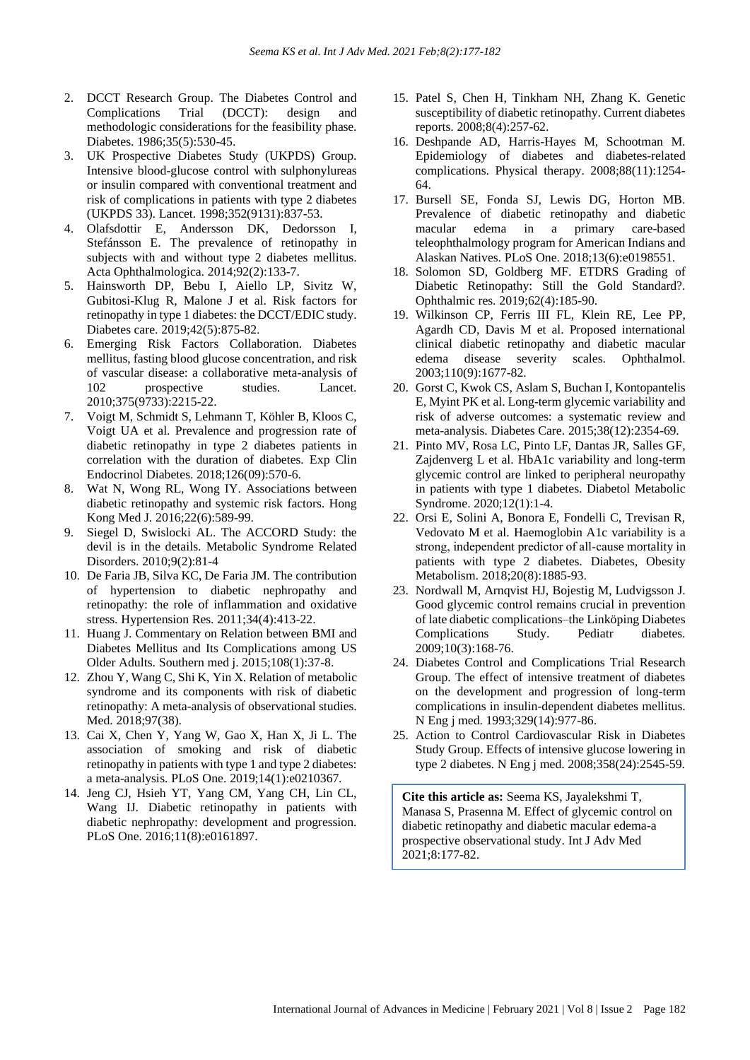2. DCCT Research Group. The Diabetes Control and Complications Trial (DCCT): design and methodologic considerations for the feasibility phase. Diabetes. 1986;35(5):530-45.
3. UK Prospective Diabetes Study (UKPDS) Group. Intensive blood-glucose control with sulphonylureas or insulin compared with conventional treatment and risk of complications in patients with type 2 diabetes (UKPDS 33). Lancet. 1998;352(9131):837-53.
4. Olafsdottir E, Andersson DK, Dedorsson I, Stefánsson E. The prevalence of retinopathy in subjects with and without type 2 diabetes mellitus. Acta Ophthalmologica. 2014;92(2):133-7.
5. Hainsworth DP, Bebu I, Aiello LP, Sivitz W, Gubitosi-Klug R, Malone J et al. Risk factors for retinopathy in type 1 diabetes: the DCCT/EDIC study. Diabetes care. 2019;42(5):875-82.
6. Emerging Risk Factors Collaboration. Diabetes mellitus, fasting blood glucose concentration, and risk of vascular disease: a collaborative meta-analysis of 102 prospective studies. Lancet. 2010;375(9733):2215-22.
7. Voigt M, Schmidt S, Lehmann T, Köhler B, Kloos C, Voigt UA et al. Prevalence and progression rate of diabetic retinopathy in type 2 diabetes patients in correlation with the duration of diabetes. Exp Clin Endocrinol Diabetes. 2018;126(09):570-6.
8. Wat N, Wong RL, Wong IY. Associations between diabetic retinopathy and systemic risk factors. Hong Kong Med J. 2016;22(6):589-99.
9. Siegel D, Swislocki AL. The ACCORD Study: the devil is in the details. Metabolic Syndrome Related Disorders. 2010;9(2):81-4
10. De Faria JB, Silva KC, De Faria JM. The contribution of hypertension to diabetic nephropathy and retinopathy: the role of inflammation and oxidative stress. Hypertension Res. 2011;34(4):413-22.
11. Huang J. Commentary on Relation between BMI and Diabetes Mellitus and Its Complications among US Older Adults. Southern med j. 2015;108(1):37-8.
12. Zhou Y, Wang C, Shi K, Yin X. Relation of metabolic syndrome and its components with risk of diabetic retinopathy: A meta-analysis of observational studies. Med. 2018;97(38).
13. Cai X, Chen Y, Yang W, Gao X, Han X, Ji L. The association of smoking and risk of diabetic retinopathy in patients with type 1 and type 2 diabetes: a meta-analysis. PLoS One. 2019;14(1):e0210367.
14. Jeng CJ, Hsieh YT, Yang CM, Yang CH, Lin CL, Wang IJ. Diabetic retinopathy in patients with diabetic nephropathy: development and progression. PLoS One. 2016;11(8):e0161897.
15. Patel S, Chen H, Tinkham NH, Zhang K. Genetic susceptibility of diabetic retinopathy. Current diabetes reports. 2008;8(4):257-62.
16. Deshpande AD, Harris-Hayes M, Schootman M. Epidemiology of diabetes and diabetes-related complications. Physical therapy. 2008;88(11):1254-64.
17. Bursell SE, Fonda SJ, Lewis DG, Horton MB. Prevalence of diabetic retinopathy and diabetic macular edema in a primary care-based teleophthalmology program for American Indians and Alaskan Natives. PLoS One. 2018;13(6):e0198551.
18. Solomon SD, Goldberg MF. ETDRS Grading of Diabetic Retinopathy: Still the Gold Standard?. Ophthalmic res. 2019;62(4):185-90.
19. Wilkinson CP, Ferris III FL, Klein RE, Lee PP, Agardh CD, Davis M et al. Proposed international clinical diabetic retinopathy and diabetic macular edema disease severity scales. Ophthalmol. 2003;110(9):1677-82.
20. Gorst C, Kwok CS, Aslam S, Buchan I, Kontopantelis E, Myint PK et al. Long-term glycemic variability and risk of adverse outcomes: a systematic review and meta-analysis. Diabetes Care. 2015;38(12):2354-69.
21. Pinto MV, Rosa LC, Pinto LF, Dantas JR, Salles GF, Zajdenverg L et al. HbA1c variability and long-term glycemic control are linked to peripheral neuropathy in patients with type 1 diabetes. Diabetol Metabolic Syndrome. 2020;12(1):1-4.
22. Orsi E, Solini A, Bonora E, Fondelli C, Trevisan R, Vedovato M et al. Haemoglobin A1c variability is a strong, independent predictor of all-cause mortality in patients with type 2 diabetes. Diabetes, Obesity Metabolism. 2018;20(8):1885-93.
23. Nordwall M, Arnqvist HJ, Bojestig M, Ludvigsson J. Good glycemic control remains crucial in prevention of late diabetic complications–the Linköping Diabetes Complications Study. Pediatr diabetes. 2009;10(3):168-76.
24. Diabetes Control and Complications Trial Research Group. The effect of intensive treatment of diabetes on the development and progression of long-term complications in insulin-dependent diabetes mellitus. N Eng j med. 1993;329(14):977-86.
25. Action to Control Cardiovascular Risk in Diabetes Study Group. Effects of intensive glucose lowering in type 2 diabetes. N Eng j med. 2008;358(24):2545-59.

**Cite this article as:** Seema KS, Jayalekshmi T, Manasa S, Prasenna M. Effect of glycemic control on diabetic retinopathy and diabetic macular edema-a prospective observational study. Int J Adv Med 2021;8:177-82.